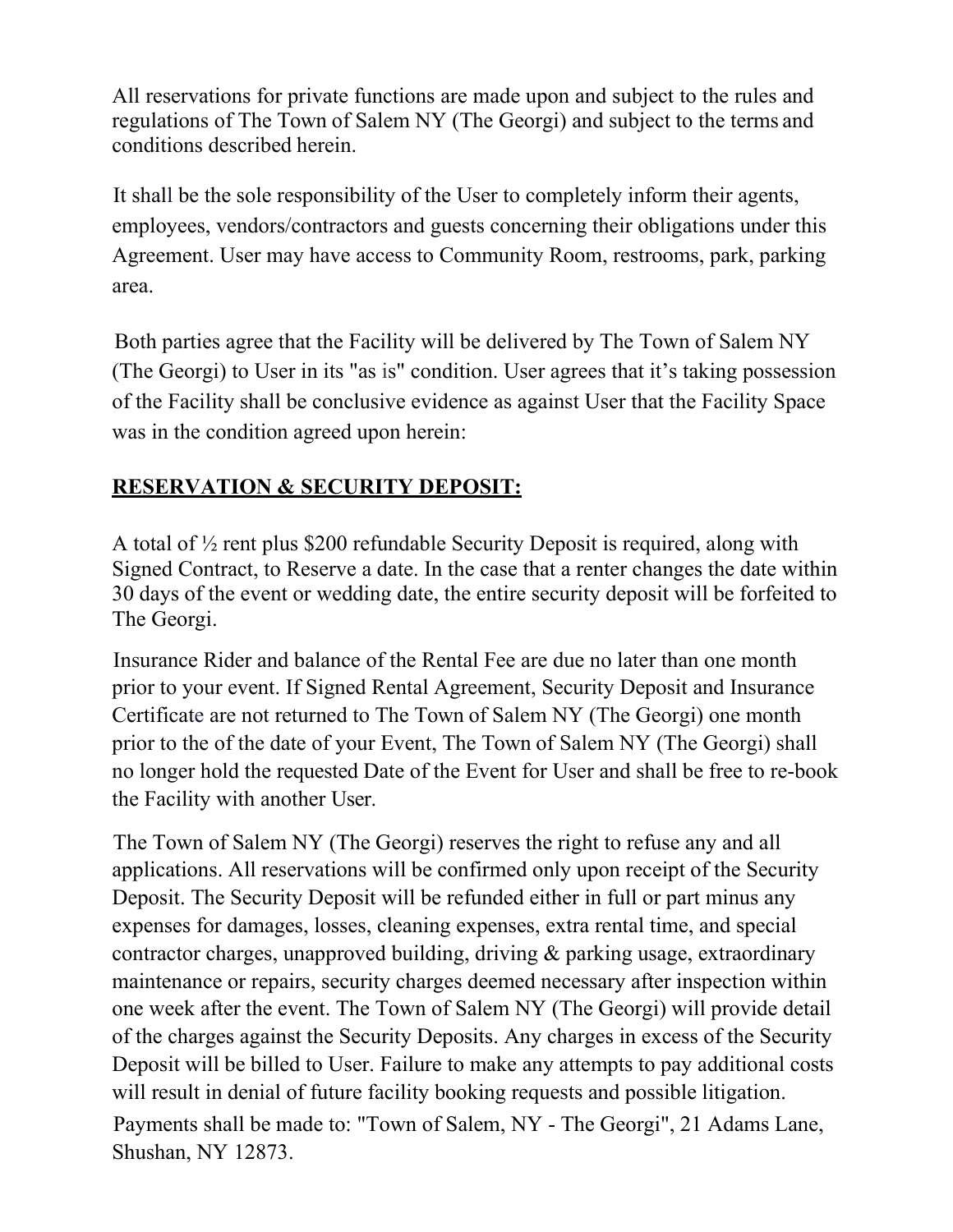All reservations for private functions are made upon and subject to the rules and regulations of The Town of Salem NY (The Georgi) and subject to the terms and conditions described herein.

It shall be the sole responsibility of the User to completely inform their agents, employees, vendors/contractors and guests concerning their obligations under this Agreement. User may have access to Community Room, restrooms, park, parking area.

Both parties agree that the Facility will be delivered by The Town of Salem NY (The Georgi) to User in its "as is" condition. User agrees that it's taking possession of the Facility shall be conclusive evidence as against User that the Facility Space was in the condition agreed upon herein:

## RESERVATION & SECURITY DEPOSIT:

A total of ½ rent plus $200 refundable Security Deposit is required, along with Signed Contract, to Reserve a date. In the case that a renter changes the date within 30 days of the event or wedding date, the entire security deposit will be forfeited to The Georgi.

Insurance Rider and balance of the Rental Fee are due no later than one month prior to your event. If Signed Rental Agreement, Security Deposit and Insurance Certificate are not returned to The Town of Salem NY (The Georgi) one month prior to the of the date of your Event, The Town of Salem NY (The Georgi) shall no longer hold the requested Date of the Event for User and shall be free to re-book the Facility with another User.

The Town of Salem NY (The Georgi) reserves the right to refuse any and all applications. All reservations will be confirmed only upon receipt of the Security Deposit. The Security Deposit will be refunded either in full or part minus any expenses for damages, losses, cleaning expenses, extra rental time, and special contractor charges, unapproved building, driving & parking usage, extraordinary maintenance or repairs, security charges deemed necessary after inspection within one week after the event. The Town of Salem NY (The Georgi) will provide detail of the charges against the Security Deposits. Any charges in excess of the Security Deposit will be billed to User. Failure to make any attempts to pay additional costs will result in denial of future facility booking requests and possible litigation.

Payments shall be made to: "Town of Salem, NY - The Georgi", 21 Adams Lane, Shushan, NY 12873.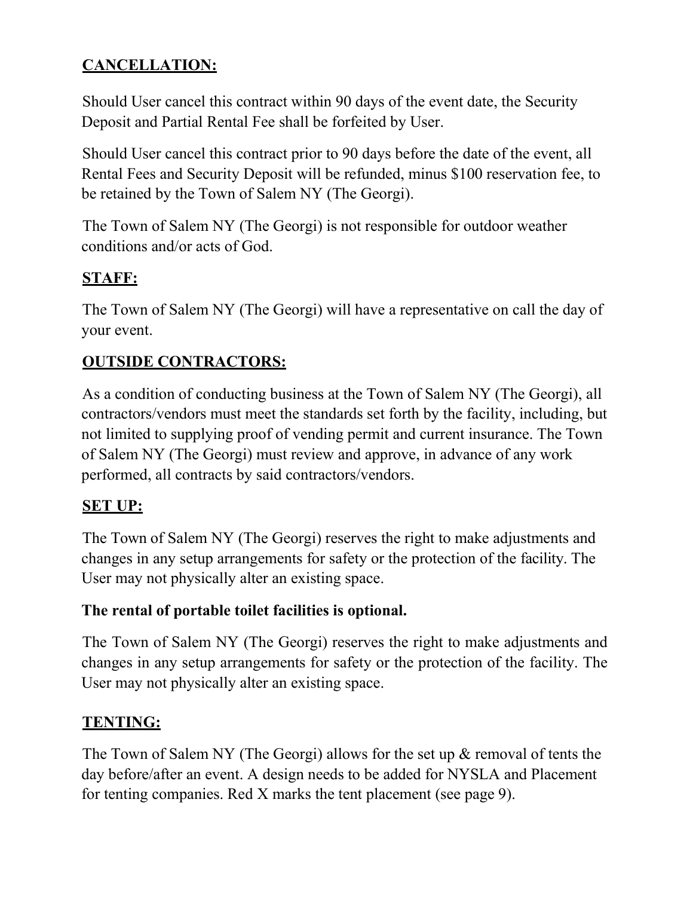**CANCELLATION:**

Should User cancel this contract within 90 days of the event date, the Security Deposit and Partial Rental Fee shall be forfeited by User.

Should User cancel this contract prior to 90 days before the date of the event, all Rental Fees and Security Deposit will be refunded, minus $100 reservation fee, to be retained by the Town of Salem NY (The Georgi).

The Town of Salem NY (The Georgi) is not responsible for outdoor weather conditions and/or acts of God.

**STAFF:**

The Town of Salem NY (The Georgi) will have a representative on call the day of your event.

**OUTSIDE CONTRACTORS:**

As a condition of conducting business at the Town of Salem NY (The Georgi), all contractors/vendors must meet the standards set forth by the facility, including, but not limited to supplying proof of vending permit and current insurance. The Town of Salem NY (The Georgi) must review and approve, in advance of any work performed, all contracts by said contractors/vendors.

**SET UP:**

The Town of Salem NY (The Georgi) reserves the right to make adjustments and changes in any setup arrangements for safety or the protection of the facility. The User may not physically alter an existing space.

**The rental of portable toilet facilities is optional.**

The Town of Salem NY (The Georgi) reserves the right to make adjustments and changes in any setup arrangements for safety or the protection of the facility. The User may not physically alter an existing space.

**TENTING:**

The Town of Salem NY (The Georgi) allows for the set up & removal of tents the day before/after an event. A design needs to be added for NYSLA and Placement for tenting companies. Red X marks the tent placement (see page 9).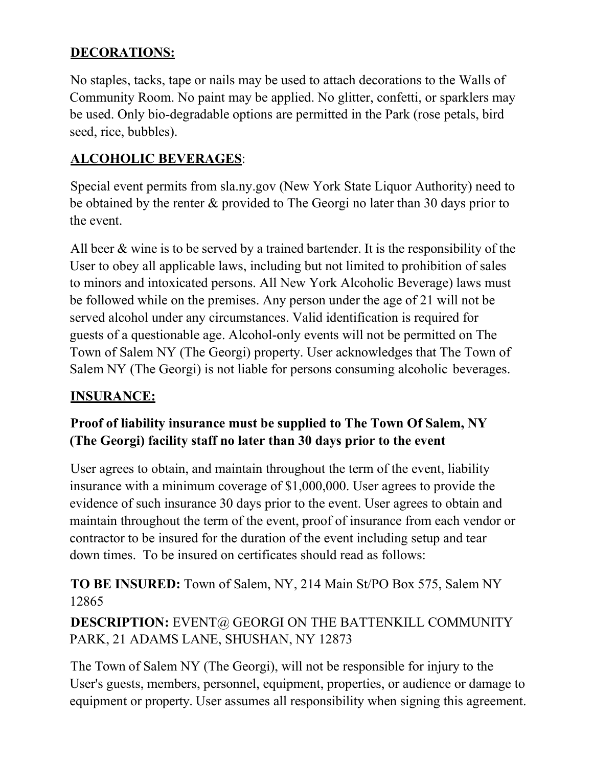**DECORATIONS:**

No staples, tacks, tape or nails may be used to attach decorations to the Walls of Community Room. No paint may be applied. No glitter, confetti, or sparklers may be used. Only bio-degradable options are permitted in the Park (rose petals, bird seed, rice, bubbles).

**ALCOHOLIC BEVERAGES**:

Special event permits from sla.ny.gov (New York State Liquor Authority) need to be obtained by the renter & provided to The Georgi no later than 30 days prior to the event.

All beer & wine is to be served by a trained bartender. It is the responsibility of the User to obey all applicable laws, including but not limited to prohibition of sales to minors and intoxicated persons. All New York Alcoholic Beverage) laws must be followed while on the premises. Any person under the age of 21 will not be served alcohol under any circumstances. Valid identification is required for guests of a questionable age. Alcohol-only events will not be permitted on The Town of Salem NY (The Georgi) property. User acknowledges that The Town of Salem NY (The Georgi) is not liable for persons consuming alcoholic beverages.

**INSURANCE:**

**Proof of liability insurance must be supplied to The Town Of Salem, NY (The Georgi) facility staff no later than 30 days prior to the event**

User agrees to obtain, and maintain throughout the term of the event, liability insurance with a minimum coverage of $1,000,000. User agrees to provide the evidence of such insurance 30 days prior to the event. User agrees to obtain and maintain throughout the term of the event, proof of insurance from each vendor or contractor to be insured for the duration of the event including setup and tear down times. To be insured on certificates should read as follows:

**TO BE INSURED:** Town of Salem, NY, 214 Main St/PO Box 575, Salem NY 12865

**DESCRIPTION:** EVENT@ GEORGI ON THE BATTENKILL COMMUNITY PARK, 21 ADAMS LANE, SHUSHAN, NY 12873

The Town of Salem NY (The Georgi), will not be responsible for injury to the User's guests, members, personnel, equipment, properties, or audience or damage to equipment or property. User assumes all responsibility when signing this agreement.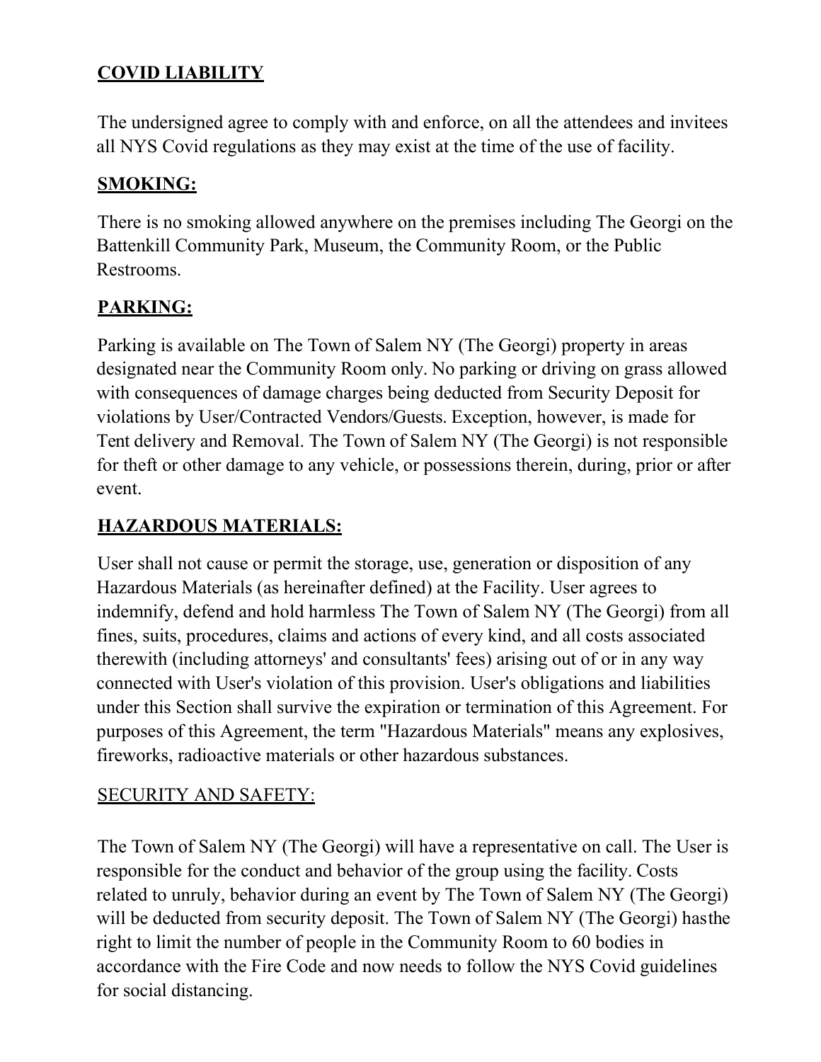**COVID LIABILITY**

The undersigned agree to comply with and enforce, on all the attendees and invitees all NYS Covid regulations as they may exist at the time of the use of facility.

**SMOKING:**

There is no smoking allowed anywhere on the premises including The Georgi on the Battenkill Community Park, Museum, the Community Room, or the Public Restrooms.

**PARKING:**

Parking is available on The Town of Salem NY (The Georgi) property in areas designated near the Community Room only. No parking or driving on grass allowed with consequences of damage charges being deducted from Security Deposit for violations by User/Contracted Vendors/Guests. Exception, however, is made for Tent delivery and Removal. The Town of Salem NY (The Georgi) is not responsible for theft or other damage to any vehicle, or possessions therein, during, prior or after event.

**HAZARDOUS MATERIALS:**

User shall not cause or permit the storage, use, generation or disposition of any Hazardous Materials (as hereinafter defined) at the Facility. User agrees to indemnify, defend and hold harmless The Town of Salem NY (The Georgi) from all fines, suits, procedures, claims and actions of every kind, and all costs associated therewith (including attorneys' and consultants' fees) arising out of or in any way connected with User's violation of this provision. User's obligations and liabilities under this Section shall survive the expiration or termination of this Agreement. For purposes of this Agreement, the term "Hazardous Materials" means any explosives, fireworks, radioactive materials or other hazardous substances.

SECURITY AND SAFETY:

The Town of Salem NY (The Georgi) will have a representative on call. The User is responsible for the conduct and behavior of the group using the facility. Costs related to unruly, behavior during an event by The Town of Salem NY (The Georgi) will be deducted from security deposit. The Town of Salem NY (The Georgi) hasthe right to limit the number of people in the Community Room to 60 bodies in accordance with the Fire Code and now needs to follow the NYS Covid guidelines for social distancing.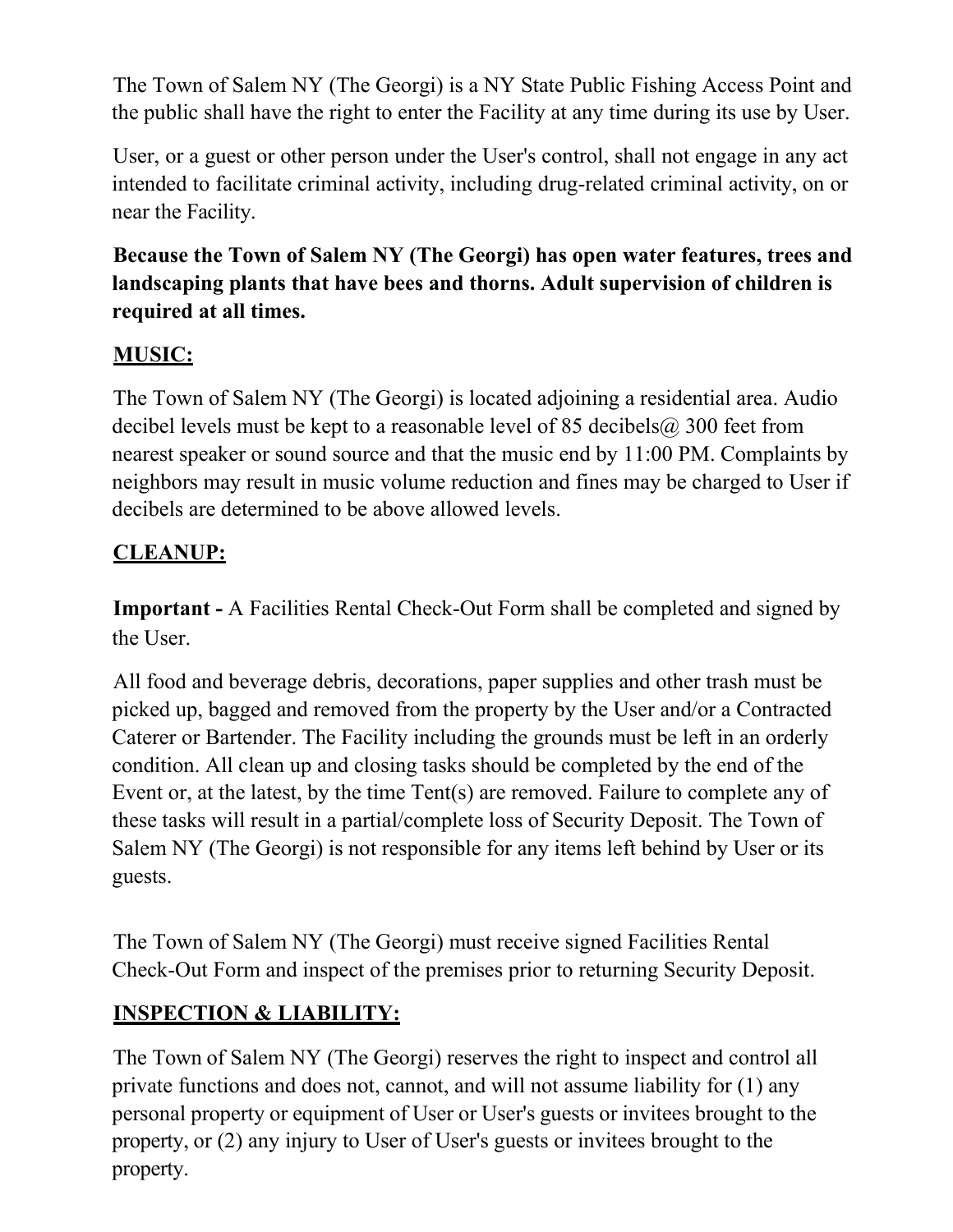The Town of Salem NY (The Georgi) is a NY State Public Fishing Access Point and the public shall have the right to enter the Facility at any time during its use by User.

User, or a guest or other person under the User's control, shall not engage in any act intended to facilitate criminal activity, including drug-related criminal activity, on or near the Facility.

**Because the Town of Salem NY (The Georgi) has open water features, trees and landscaping plants that have bees and thorns. Adult supervision of children is required at all times.**

## MUSIC:

The Town of Salem NY (The Georgi) is located adjoining a residential area. Audio decibel levels must be kept to a reasonable level of 85 decibels@ 300 feet from nearest speaker or sound source and that the music end by 11:00 PM. Complaints by neighbors may result in music volume reduction and fines may be charged to User if decibels are determined to be above allowed levels.

## CLEANUP:

**Important -** A Facilities Rental Check-Out Form shall be completed and signed by the User.

All food and beverage debris, decorations, paper supplies and other trash must be picked up, bagged and removed from the property by the User and/or a Contracted Caterer or Bartender. The Facility including the grounds must be left in an orderly condition. All clean up and closing tasks should be completed by the end of the Event or, at the latest, by the time Tent(s) are removed. Failure to complete any of these tasks will result in a partial/complete loss of Security Deposit. The Town of Salem NY (The Georgi) is not responsible for any items left behind by User or its guests.

The Town of Salem NY (The Georgi) must receive signed Facilities Rental Check-Out Form and inspect of the premises prior to returning Security Deposit.

## INSPECTION & LIABILITY:

The Town of Salem NY (The Georgi) reserves the right to inspect and control all private functions and does not, cannot, and will not assume liability for (1) any personal property or equipment of User or User's guests or invitees brought to the property, or (2) any injury to User of User's guests or invitees brought to the property.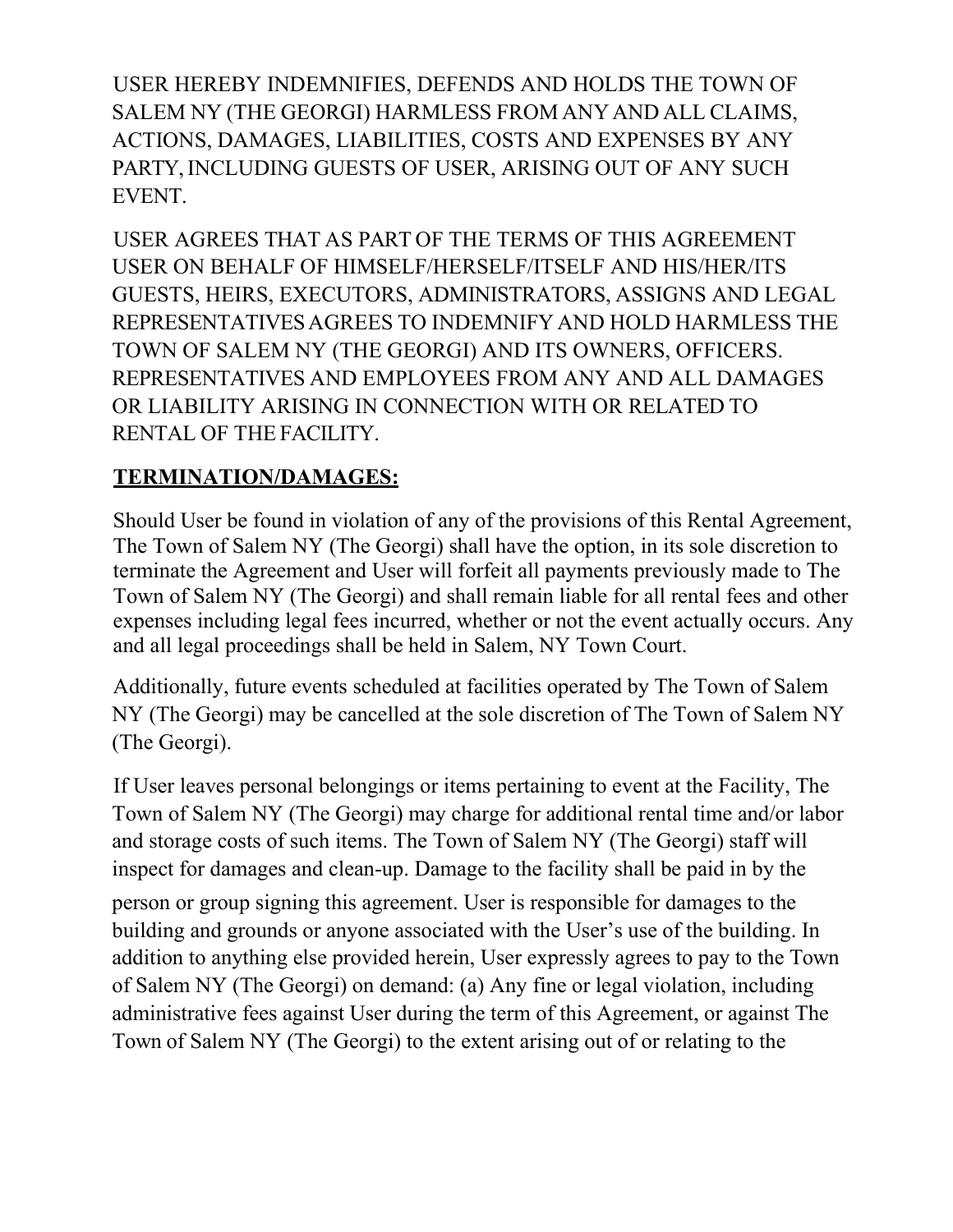USER HEREBY INDEMNIFIES, DEFENDS AND HOLDS THE TOWN OF SALEM NY (THE GEORGI) HARMLESS FROM ANY AND ALL CLAIMS, ACTIONS, DAMAGES, LIABILITIES, COSTS AND EXPENSES BY ANY PARTY, INCLUDING GUESTS OF USER, ARISING OUT OF ANY SUCH EVENT.

USER AGREES THAT AS PART OF THE TERMS OF THIS AGREEMENT USER ON BEHALF OF HIMSELF/HERSELF/ITSELF AND HIS/HER/ITS GUESTS, HEIRS, EXECUTORS, ADMINISTRATORS, ASSIGNS AND LEGAL REPRESENTATIVES AGREES TO INDEMNIFY AND HOLD HARMLESS THE TOWN OF SALEM NY (THE GEORGI) AND ITS OWNERS, OFFICERS. REPRESENTATIVES AND EMPLOYEES FROM ANY AND ALL DAMAGES OR LIABILITY ARISING IN CONNECTION WITH OR RELATED TO RENTAL OF THE FACILITY.

**TERMINATION/DAMAGES:**

Should User be found in violation of any of the provisions of this Rental Agreement, The Town of Salem NY (The Georgi) shall have the option, in its sole discretion to terminate the Agreement and User will forfeit all payments previously made to The Town of Salem NY (The Georgi) and shall remain liable for all rental fees and other expenses including legal fees incurred, whether or not the event actually occurs. Any and all legal proceedings shall be held in Salem, NY Town Court.

Additionally, future events scheduled at facilities operated by The Town of Salem NY (The Georgi) may be cancelled at the sole discretion of The Town of Salem NY (The Georgi).

If User leaves personal belongings or items pertaining to event at the Facility, The Town of Salem NY (The Georgi) may charge for additional rental time and/or labor and storage costs of such items. The Town of Salem NY (The Georgi) staff will inspect for damages and clean-up. Damage to the facility shall be paid in by the person or group signing this agreement. User is responsible for damages to the building and grounds or anyone associated with the User's use of the building. In addition to anything else provided herein, User expressly agrees to pay to the Town of Salem NY (The Georgi) on demand: (a) Any fine or legal violation, including administrative fees against User during the term of this Agreement, or against The Town of Salem NY (The Georgi) to the extent arising out of or relating to the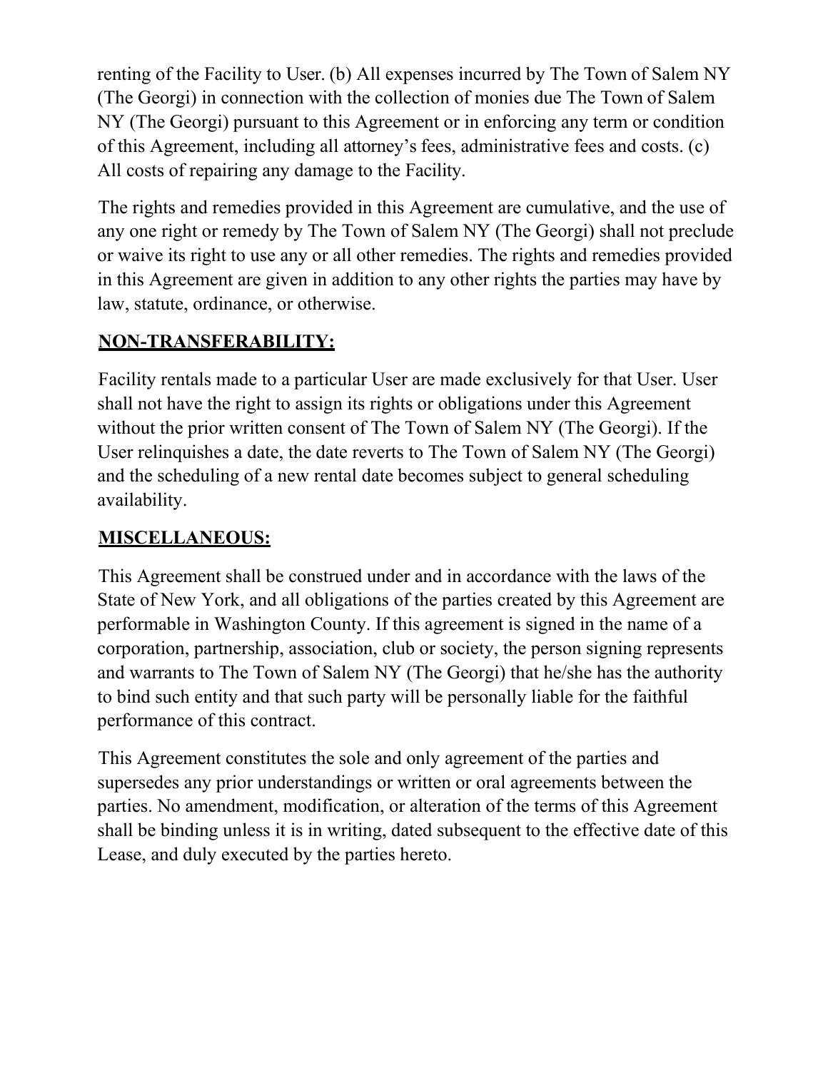renting of the Facility to User. (b) All expenses incurred by The Town of Salem NY (The Georgi) in connection with the collection of monies due The Town of Salem NY (The Georgi) pursuant to this Agreement or in enforcing any term or condition of this Agreement, including all attorney's fees, administrative fees and costs. (c) All costs of repairing any damage to the Facility.

The rights and remedies provided in this Agreement are cumulative, and the use of any one right or remedy by The Town of Salem NY (The Georgi) shall not preclude or waive its right to use any or all other remedies. The rights and remedies provided in this Agreement are given in addition to any other rights the parties may have by law, statute, ordinance, or otherwise.

**NON-TRANSFERABILITY:**

Facility rentals made to a particular User are made exclusively for that User. User shall not have the right to assign its rights or obligations under this Agreement without the prior written consent of The Town of Salem NY (The Georgi). If the User relinquishes a date, the date reverts to The Town of Salem NY (The Georgi) and the scheduling of a new rental date becomes subject to general scheduling availability.

**MISCELLANEOUS:**

This Agreement shall be construed under and in accordance with the laws of the State of New York, and all obligations of the parties created by this Agreement are performable in Washington County. If this agreement is signed in the name of a corporation, partnership, association, club or society, the person signing represents and warrants to The Town of Salem NY (The Georgi) that he/she has the authority to bind such entity and that such party will be personally liable for the faithful performance of this contract.

This Agreement constitutes the sole and only agreement of the parties and supersedes any prior understandings or written or oral agreements between the parties. No amendment, modification, or alteration of the terms of this Agreement shall be binding unless it is in writing, dated subsequent to the effective date of this Lease, and duly executed by the parties hereto.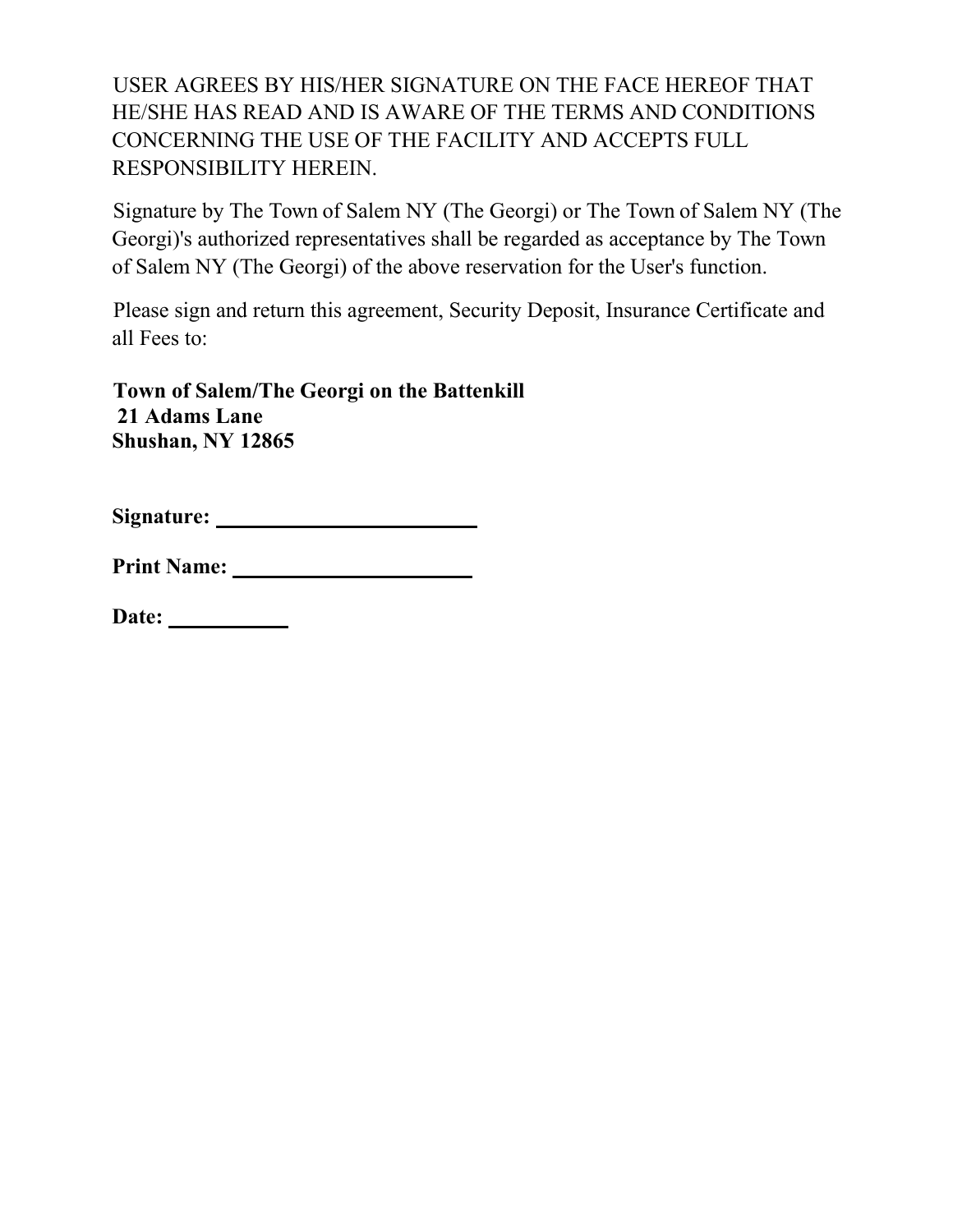USER AGREES BY HIS/HER SIGNATURE ON THE FACE HEREOF THAT HE/SHE HAS READ AND IS AWARE OF THE TERMS AND CONDITIONS CONCERNING THE USE OF THE FACILITY AND ACCEPTS FULL RESPONSIBILITY HEREIN.

Signature by The Town of Salem NY (The Georgi) or The Town of Salem NY (The Georgi)'s authorized representatives shall be regarded as acceptance by The Town of Salem NY (The Georgi) of the above reservation for the User's function.

Please sign and return this agreement, Security Deposit, Insurance Certificate and all Fees to:

**Town of Salem/The Georgi on the Battenkill**
**21 Adams Lane**
**Shushan, NY 12865**

**Signature:** ________________________

**Print Name:** ______________________

**Date:** ___________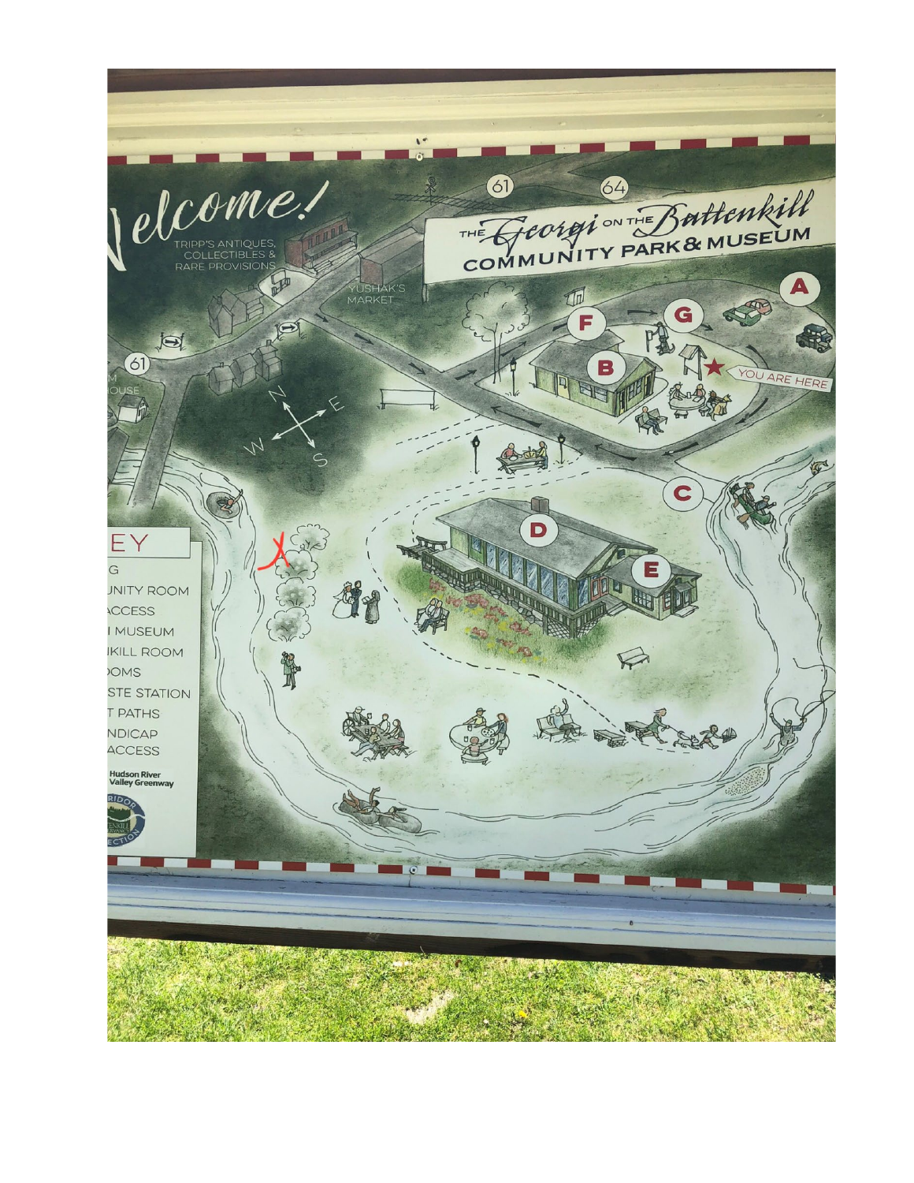Welcome!

TRIPP'S ANTIQUES, COLLECTIBLES & RARE PROVISIONS

YUSHAK'S MARKET

61

64

61

THE Georgi ON THE Battenkill COMMUNITY PARK & MUSEUM

A

B

C

D

E

F

G

YOU ARE HERE

N

E

S

W

X

EY

G

UNITY ROOM

ACCESS

I MUSEUM

IKILL ROOM

OMS

STE STATION

T PATHS

NDICAP ACCESS

Hudson River Valley Greenway